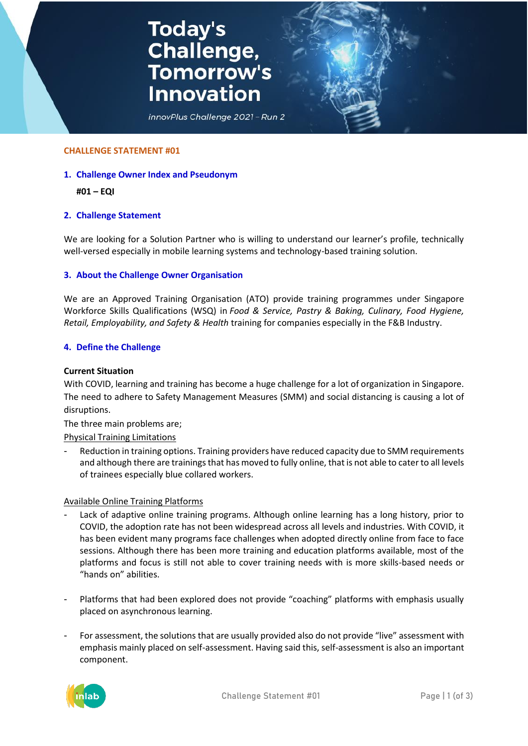# Today's Challenge, Tomorrow's Innovation

*innovPlus Challenge 2021 – Run 2*

**CHALLENGE STATEMENT #01**

## 1. Challenge Owner Index and Pseudonym

**#01 – EQI**

## 2. Challenge Statement

We are looking for a Solution Partner who is willing to understand our learner's profile, technically well-versed especially in mobile learning systems and technology-based training solution.

## 3. About the Challenge Owner Organisation

We are an Approved Training Organisation (ATO) provide training programmes under Singapore Workforce Skills Qualifications (WSQ) in *Food & Service, Pastry & Baking, Culinary, Food Hygiene, Retail, Employability, and Safety & Health* training for companies especially in the F&B Industry.

## 4. Define the Challenge

**Current Situation**

With COVID, learning and training has become a huge challenge for a lot of organization in Singapore. The need to adhere to Safety Management Measures (SMM) and social distancing is causing a lot of disruptions.

The three main problems are;

<u>Physical Training Limitations</u>

- Reduction in training options. Training providers have reduced capacity due to SMM requirements and although there are trainings that has moved to fully online, that is not able to cater to all levels of trainees especially blue collared workers.

<u>Available Online Training Platforms</u>

- Lack of adaptive online training programs. Although online learning has a long history, prior to COVID, the adoption rate has not been widespread across all levels and industries. With COVID, it has been evident many programs face challenges when adopted directly online from face to face sessions. Although there has been more training and education platforms available, most of the platforms and focus is still not able to cover training needs with is more skills-based needs or "hands on" abilities.

- Platforms that had been explored does not provide "coaching" platforms with emphasis usually placed on asynchronous learning.

- For assessment, the solutions that are usually provided also do not provide "live" assessment with emphasis mainly placed on self-assessment. Having said this, self-assessment is also an important component.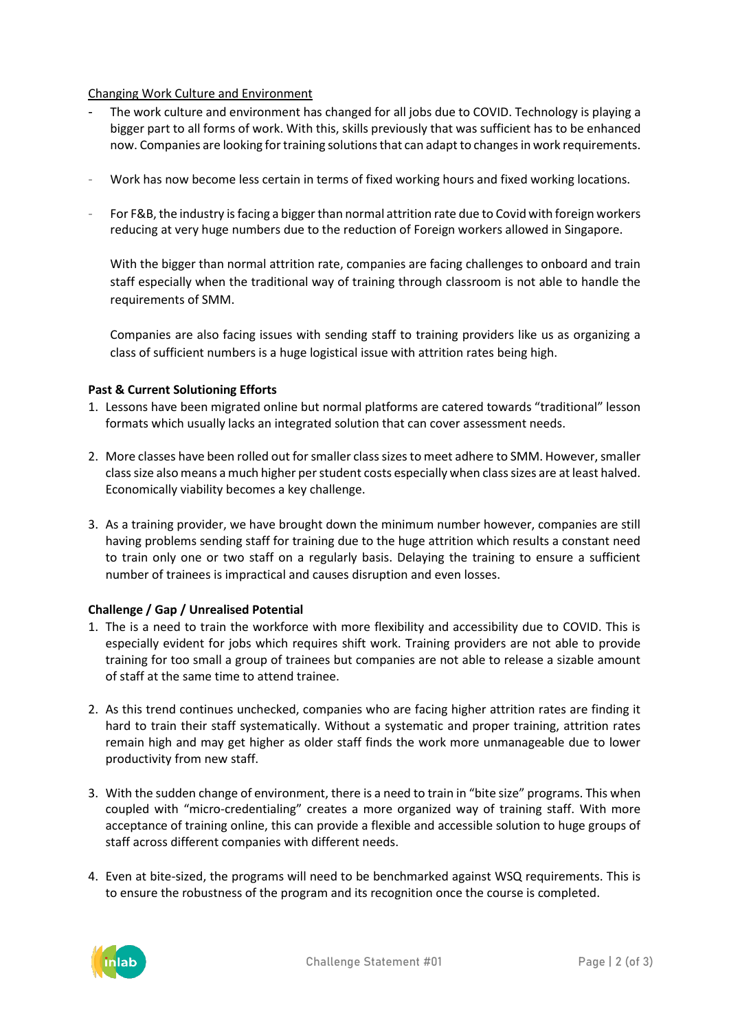<u>Changing Work Culture and Environment</u>

- The work culture and environment has changed for all jobs due to COVID. Technology is playing a bigger part to all forms of work. With this, skills previously that was sufficient has to be enhanced now. Companies are looking for training solutions that can adapt to changes in work requirements.

- Work has now become less certain in terms of fixed working hours and fixed working locations.

- For F&B, the industry is facing a bigger than normal attrition rate due to Covid with foreign workers reducing at very huge numbers due to the reduction of Foreign workers allowed in Singapore.

  With the bigger than normal attrition rate, companies are facing challenges to onboard and train staff especially when the traditional way of training through classroom is not able to handle the requirements of SMM.

  Companies are also facing issues with sending staff to training providers like us as organizing a class of sufficient numbers is a huge logistical issue with attrition rates being high.

**Past & Current Solutioning Efforts**

1. Lessons have been migrated online but normal platforms are catered towards "traditional" lesson formats which usually lacks an integrated solution that can cover assessment needs.

2. More classes have been rolled out for smaller class sizes to meet adhere to SMM. However, smaller class size also means a much higher per student costs especially when class sizes are at least halved. Economically viability becomes a key challenge.

3. As a training provider, we have brought down the minimum number however, companies are still having problems sending staff for training due to the huge attrition which results a constant need to train only one or two staff on a regularly basis. Delaying the training to ensure a sufficient number of trainees is impractical and causes disruption and even losses.

**Challenge / Gap / Unrealised Potential**

1. The is a need to train the workforce with more flexibility and accessibility due to COVID. This is especially evident for jobs which requires shift work. Training providers are not able to provide training for too small a group of trainees but companies are not able to release a sizable amount of staff at the same time to attend trainee.

2. As this trend continues unchecked, companies who are facing higher attrition rates are finding it hard to train their staff systematically. Without a systematic and proper training, attrition rates remain high and may get higher as older staff finds the work more unmanageable due to lower productivity from new staff.

3. With the sudden change of environment, there is a need to train in "bite size" programs. This when coupled with "micro-credentialing" creates a more organized way of training staff. With more acceptance of training online, this can provide a flexible and accessible solution to huge groups of staff across different companies with different needs.

4. Even at bite-sized, the programs will need to be benchmarked against WSQ requirements. This is to ensure the robustness of the program and its recognition once the course is completed.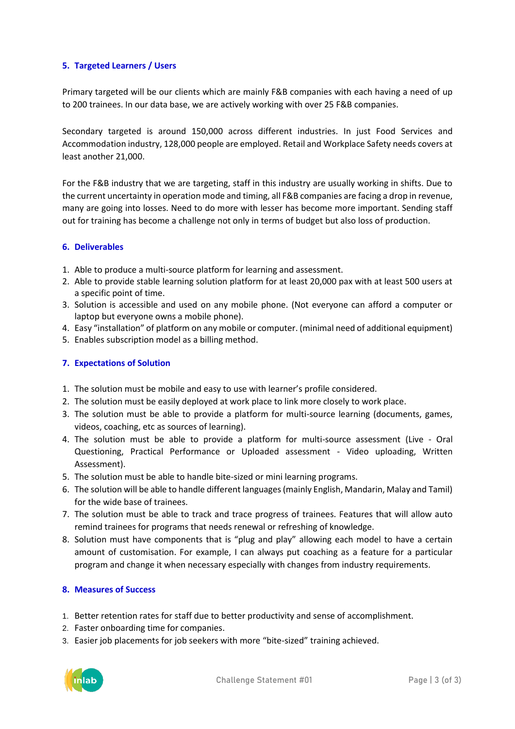## 5. Targeted Learners / Users

Primary targeted will be our clients which are mainly F&B companies with each having a need of up to 200 trainees. In our data base, we are actively working with over 25 F&B companies.

Secondary targeted is around 150,000 across different industries. In just Food Services and Accommodation industry, 128,000 people are employed. Retail and Workplace Safety needs covers at least another 21,000.

For the F&B industry that we are targeting, staff in this industry are usually working in shifts. Due to the current uncertainty in operation mode and timing, all F&B companies are facing a drop in revenue, many are going into losses. Need to do more with lesser has become more important. Sending staff out for training has become a challenge not only in terms of budget but also loss of production.

## 6. Deliverables

1. Able to produce a multi-source platform for learning and assessment.
2. Able to provide stable learning solution platform for at least 20,000 pax with at least 500 users at a specific point of time.
3. Solution is accessible and used on any mobile phone. (Not everyone can afford a computer or laptop but everyone owns a mobile phone).
4. Easy "installation" of platform on any mobile or computer. (minimal need of additional equipment)
5. Enables subscription model as a billing method.

## 7. Expectations of Solution

1. The solution must be mobile and easy to use with learner's profile considered.
2. The solution must be easily deployed at work place to link more closely to work place.
3. The solution must be able to provide a platform for multi-source learning (documents, games, videos, coaching, etc as sources of learning).
4. The solution must be able to provide a platform for multi-source assessment (Live - Oral Questioning, Practical Performance or Uploaded assessment - Video uploading, Written Assessment).
5. The solution must be able to handle bite-sized or mini learning programs.
6. The solution will be able to handle different languages (mainly English, Mandarin, Malay and Tamil) for the wide base of trainees.
7. The solution must be able to track and trace progress of trainees. Features that will allow auto remind trainees for programs that needs renewal or refreshing of knowledge.
8. Solution must have components that is "plug and play" allowing each model to have a certain amount of customisation. For example, I can always put coaching as a feature for a particular program and change it when necessary especially with changes from industry requirements.

## 8. Measures of Success

1. Better retention rates for staff due to better productivity and sense of accomplishment.
2. Faster onboarding time for companies.
3. Easier job placements for job seekers with more "bite-sized" training achieved.